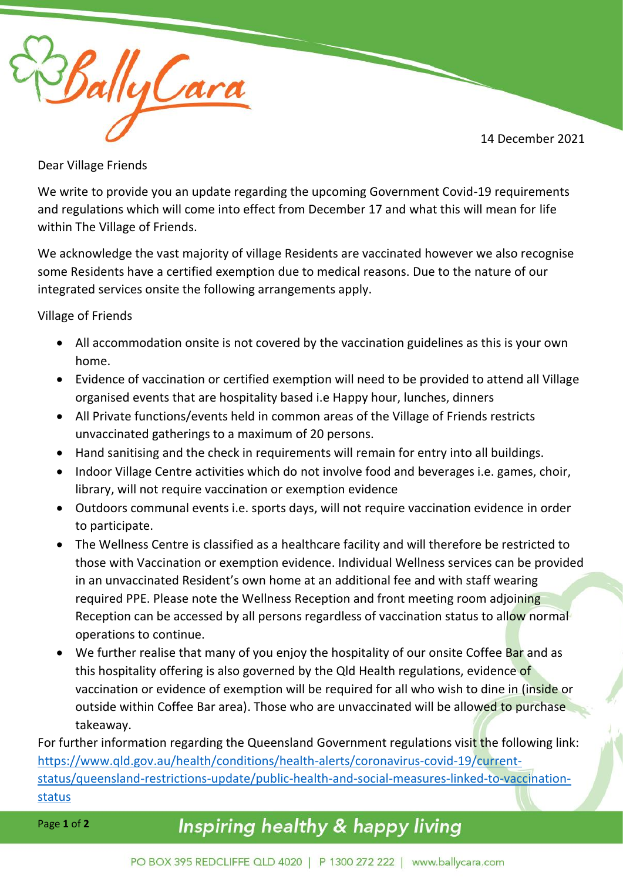BallyCara

14 December 2021

Dear Village Friends

We write to provide you an update regarding the upcoming Government Covid-19 requirements and regulations which will come into effect from December 17 and what this will mean for life within The Village of Friends.

We acknowledge the vast majority of village Residents are vaccinated however we also recognise some Residents have a certified exemption due to medical reasons. Due to the nature of our integrated services onsite the following arrangements apply.

Village of Friends

- All accommodation onsite is not covered by the vaccination guidelines as this is your own home.
- Evidence of vaccination or certified exemption will need to be provided to attend all Village organised events that are hospitality based i.e Happy hour, lunches, dinners
- All Private functions/events held in common areas of the Village of Friends restricts unvaccinated gatherings to a maximum of 20 persons.
- Hand sanitising and the check in requirements will remain for entry into all buildings.
- Indoor Village Centre activities which do not involve food and beverages i.e. games, choir, library, will not require vaccination or exemption evidence
- Outdoors communal events i.e. sports days, will not require vaccination evidence in order to participate.
- The Wellness Centre is classified as a healthcare facility and will therefore be restricted to those with Vaccination or exemption evidence. Individual Wellness services can be provided in an unvaccinated Resident's own home at an additional fee and with staff wearing required PPE. Please note the Wellness Reception and front meeting room adjoining Reception can be accessed by all persons regardless of vaccination status to allow normal operations to continue.
- We further realise that many of you enjoy the hospitality of our onsite Coffee Bar and as this hospitality offering is also governed by the Qld Health regulations, evidence of vaccination or evidence of exemption will be required for all who wish to dine in (inside or outside within Coffee Bar area). Those who are unvaccinated will be allowed to purchase takeaway.

For further information regarding the Queensland Government regulations visit the following link: https://www.qld.gov.au/health/conditions/health-alerts/coronavirus-covid-19/current-status/queensland-restrictions-update/public-health-and-social-measures-linked-to-vaccination-status

*Inspiring healthy & happy living*

PO BOX 395 REDCLIFFE QLD 4020 | P 1300 272 222 | www.ballycara.com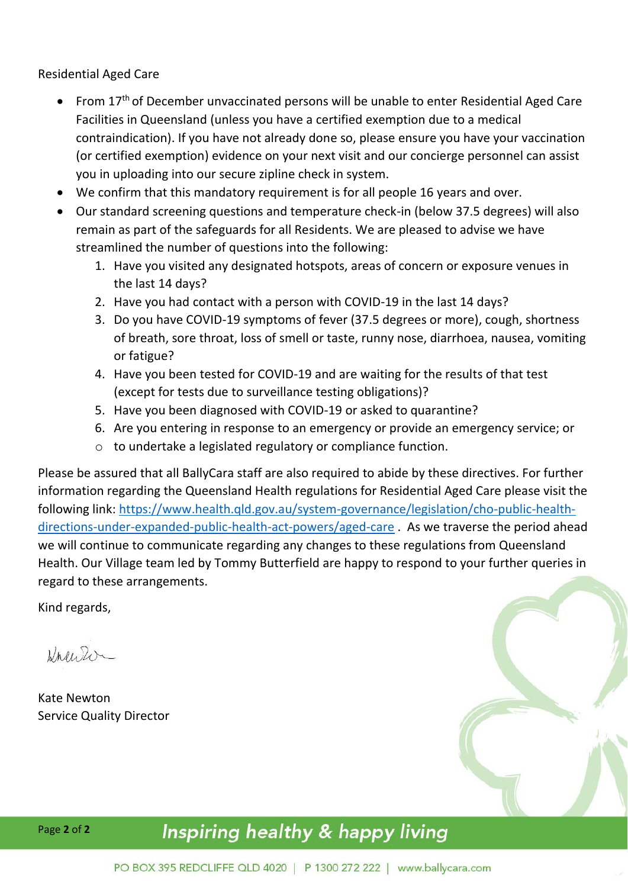Residential Aged Care

- From 17th of December unvaccinated persons will be unable to enter Residential Aged Care Facilities in Queensland (unless you have a certified exemption due to a medical contraindication). If you have not already done so, please ensure you have your vaccination (or certified exemption) evidence on your next visit and our concierge personnel can assist you in uploading into our secure zipline check in system.
- We confirm that this mandatory requirement is for all people 16 years and over.
- Our standard screening questions and temperature check-in (below 37.5 degrees) will also remain as part of the safeguards for all Residents. We are pleased to advise we have streamlined the number of questions into the following:
  1. Have you visited any designated hotspots, areas of concern or exposure venues in the last 14 days?
  2. Have you had contact with a person with COVID-19 in the last 14 days?
  3. Do you have COVID-19 symptoms of fever (37.5 degrees or more), cough, shortness of breath, sore throat, loss of smell or taste, runny nose, diarrhoea, nausea, vomiting or fatigue?
  4. Have you been tested for COVID-19 and are waiting for the results of that test (except for tests due to surveillance testing obligations)?
  5. Have you been diagnosed with COVID-19 or asked to quarantine?
  6. Are you entering in response to an emergency or provide an emergency service; or
     - to undertake a legislated regulatory or compliance function.

Please be assured that all BallyCara staff are also required to abide by these directives. For further information regarding the Queensland Health regulations for Residential Aged Care please visit the following link: https://www.health.qld.gov.au/system-governance/legislation/cho-public-health-directions-under-expanded-public-health-act-powers/aged-care . As we traverse the period ahead we will continue to communicate regarding any changes to these regulations from Queensland Health. Our Village team led by Tommy Butterfield are happy to respond to your further queries in regard to these arrangements.

Kind regards,

Kate Newton
Service Quality Director

*Inspiring healthy & happy living*

PO BOX 395 REDCLIFFE QLD 4020 | P 1300 272 222 | www.ballycara.com